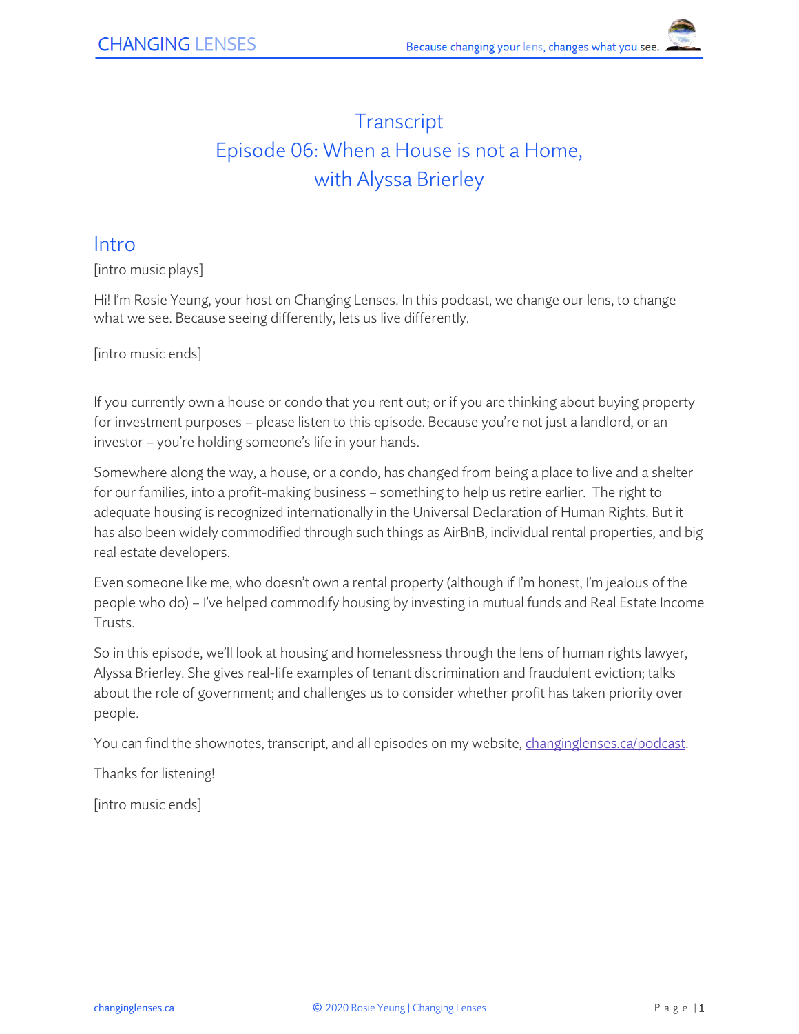# Transcript
# Episode 06: When a House is not a Home, with Alyssa Brierley

## Intro

[intro music plays]

Hi! I'm Rosie Yeung, your host on Changing Lenses. In this podcast, we change our lens, to change what we see. Because seeing differently, lets us live differently.

[intro music ends]

If you currently own a house or condo that you rent out; or if you are thinking about buying property for investment purposes – please listen to this episode. Because you're not just a landlord, or an investor – you're holding someone's life in your hands.

Somewhere along the way, a house, or a condo, has changed from being a place to live and a shelter for our families, into a profit-making business – something to help us retire earlier. The right to adequate housing is recognized internationally in the Universal Declaration of Human Rights. But it has also been widely commodified through such things as AirBnB, individual rental properties, and big real estate developers.

Even someone like me, who doesn't own a rental property (although if I'm honest, I'm jealous of the people who do) – I've helped commodify housing by investing in mutual funds and Real Estate Income Trusts.

So in this episode, we'll look at housing and homelessness through the lens of human rights lawyer, Alyssa Brierley. She gives real-life examples of tenant discrimination and fraudulent eviction; talks about the role of government; and challenges us to consider whether profit has taken priority over people.

You can find the shownotes, transcript, and all episodes on my website, [changinglenses.ca/podcast](changinglenses.ca/podcast).

Thanks for listening!

[intro music ends]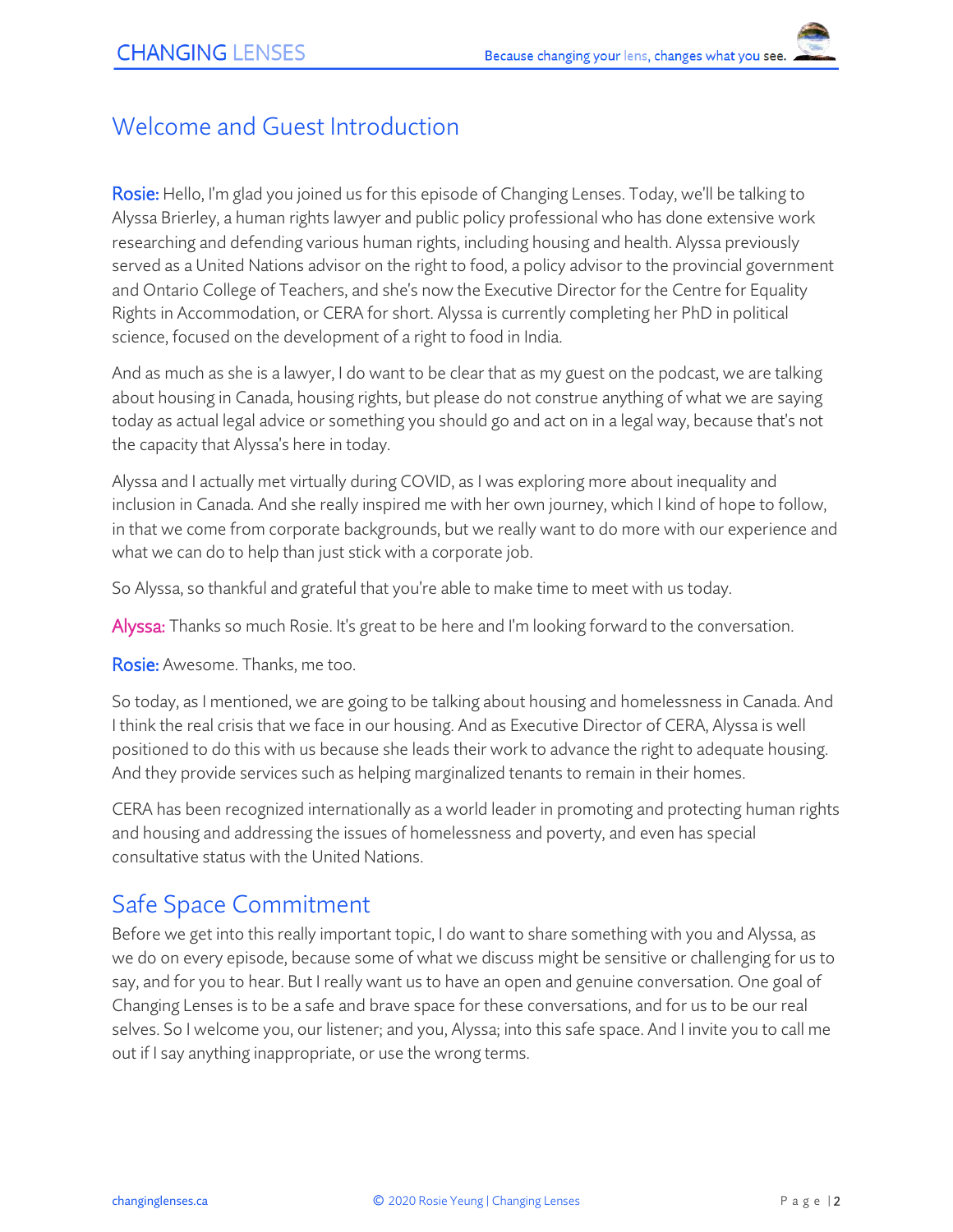## Welcome and Guest Introduction

**Rosie:** Hello, I'm glad you joined us for this episode of Changing Lenses. Today, we'll be talking to Alyssa Brierley, a human rights lawyer and public policy professional who has done extensive work researching and defending various human rights, including housing and health. Alyssa previously served as a United Nations advisor on the right to food, a policy advisor to the provincial government and Ontario College of Teachers, and she's now the Executive Director for the Centre for Equality Rights in Accommodation, or CERA for short. Alyssa is currently completing her PhD in political science, focused on the development of a right to food in India.

And as much as she is a lawyer, I do want to be clear that as my guest on the podcast, we are talking about housing in Canada, housing rights, but please do not construe anything of what we are saying today as actual legal advice or something you should go and act on in a legal way, because that's not the capacity that Alyssa's here in today.

Alyssa and I actually met virtually during COVID, as I was exploring more about inequality and inclusion in Canada. And she really inspired me with her own journey, which I kind of hope to follow, in that we come from corporate backgrounds, but we really want to do more with our experience and what we can do to help than just stick with a corporate job.

So Alyssa, so thankful and grateful that you're able to make time to meet with us today.

**Alyssa:** Thanks so much Rosie. It's great to be here and I'm looking forward to the conversation.

**Rosie:** Awesome. Thanks, me too.

So today, as I mentioned, we are going to be talking about housing and homelessness in Canada. And I think the real crisis that we face in our housing. And as Executive Director of CERA, Alyssa is well positioned to do this with us because she leads their work to advance the right to adequate housing. And they provide services such as helping marginalized tenants to remain in their homes.

CERA has been recognized internationally as a world leader in promoting and protecting human rights and housing and addressing the issues of homelessness and poverty, and even has special consultative status with the United Nations.

## Safe Space Commitment

Before we get into this really important topic, I do want to share something with you and Alyssa, as we do on every episode, because some of what we discuss might be sensitive or challenging for us to say, and for you to hear. But I really want us to have an open and genuine conversation. One goal of Changing Lenses is to be a safe and brave space for these conversations, and for us to be our real selves. So I welcome you, our listener; and you, Alyssa; into this safe space. And I invite you to call me out if I say anything inappropriate, or use the wrong terms.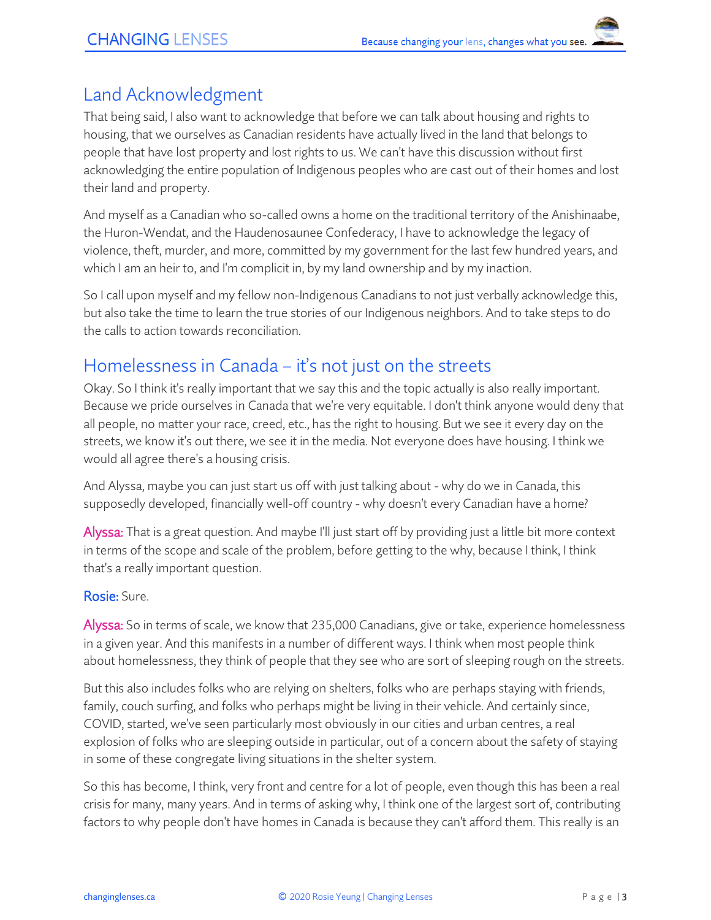## Land Acknowledgment

That being said, I also want to acknowledge that before we can talk about housing and rights to housing, that we ourselves as Canadian residents have actually lived in the land that belongs to people that have lost property and lost rights to us. We can't have this discussion without first acknowledging the entire population of Indigenous peoples who are cast out of their homes and lost their land and property.

And myself as a Canadian who so-called owns a home on the traditional territory of the Anishinaabe, the Huron-Wendat, and the Haudenosaunee Confederacy, I have to acknowledge the legacy of violence, theft, murder, and more, committed by my government for the last few hundred years, and which I am an heir to, and I'm complicit in, by my land ownership and by my inaction.

So I call upon myself and my fellow non-Indigenous Canadians to not just verbally acknowledge this, but also take the time to learn the true stories of our Indigenous neighbors. And to take steps to do the calls to action towards reconciliation.

## Homelessness in Canada – it's not just on the streets

Okay. So I think it's really important that we say this and the topic actually is also really important. Because we pride ourselves in Canada that we're very equitable. I don't think anyone would deny that all people, no matter your race, creed, etc., has the right to housing. But we see it every day on the streets, we know it's out there, we see it in the media. Not everyone does have housing. I think we would all agree there's a housing crisis.

And Alyssa, maybe you can just start us off with just talking about - why do we in Canada, this supposedly developed, financially well-off country - why doesn't every Canadian have a home?

**Alyssa:** That is a great question. And maybe I'll just start off by providing just a little bit more context in terms of the scope and scale of the problem, before getting to the why, because I think, I think that's a really important question.

**Rosie:** Sure.

**Alyssa:** So in terms of scale, we know that 235,000 Canadians, give or take, experience homelessness in a given year. And this manifests in a number of different ways. I think when most people think about homelessness, they think of people that they see who are sort of sleeping rough on the streets.

But this also includes folks who are relying on shelters, folks who are perhaps staying with friends, family, couch surfing, and folks who perhaps might be living in their vehicle. And certainly since, COVID, started, we've seen particularly most obviously in our cities and urban centres, a real explosion of folks who are sleeping outside in particular, out of a concern about the safety of staying in some of these congregate living situations in the shelter system.

So this has become, I think, very front and centre for a lot of people, even though this has been a real crisis for many, many years. And in terms of asking why, I think one of the largest sort of, contributing factors to why people don't have homes in Canada is because they can't afford them. This really is an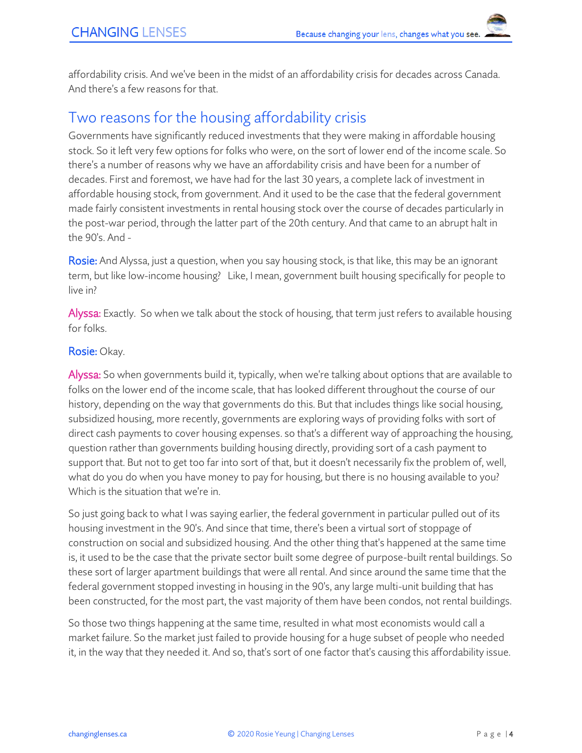affordability crisis. And we've been in the midst of an affordability crisis for decades across Canada. And there's a few reasons for that.

## Two reasons for the housing affordability crisis

Governments have significantly reduced investments that they were making in affordable housing stock. So it left very few options for folks who were, on the sort of lower end of the income scale. So there's a number of reasons why we have an affordability crisis and have been for a number of decades. First and foremost, we have had for the last 30 years, a complete lack of investment in affordable housing stock, from government. And it used to be the case that the federal government made fairly consistent investments in rental housing stock over the course of decades particularly in the post-war period, through the latter part of the 20th century. And that came to an abrupt halt in the 90's. And -

**Rosie:** And Alyssa, just a question, when you say housing stock, is that like, this may be an ignorant term, but like low-income housing? Like, I mean, government built housing specifically for people to live in?

**Alyssa:** Exactly. So when we talk about the stock of housing, that term just refers to available housing for folks.

**Rosie:** Okay.

**Alyssa:** So when governments build it, typically, when we're talking about options that are available to folks on the lower end of the income scale, that has looked different throughout the course of our history, depending on the way that governments do this. But that includes things like social housing, subsidized housing, more recently, governments are exploring ways of providing folks with sort of direct cash payments to cover housing expenses. so that's a different way of approaching the housing, question rather than governments building housing directly, providing sort of a cash payment to support that. But not to get too far into sort of that, but it doesn't necessarily fix the problem of, well, what do you do when you have money to pay for housing, but there is no housing available to you? Which is the situation that we're in.

So just going back to what I was saying earlier, the federal government in particular pulled out of its housing investment in the 90's. And since that time, there's been a virtual sort of stoppage of construction on social and subsidized housing. And the other thing that's happened at the same time is, it used to be the case that the private sector built some degree of purpose-built rental buildings. So these sort of larger apartment buildings that were all rental. And since around the same time that the federal government stopped investing in housing in the 90's, any large multi-unit building that has been constructed, for the most part, the vast majority of them have been condos, not rental buildings.

So those two things happening at the same time, resulted in what most economists would call a market failure. So the market just failed to provide housing for a huge subset of people who needed it, in the way that they needed it. And so, that's sort of one factor that's causing this affordability issue.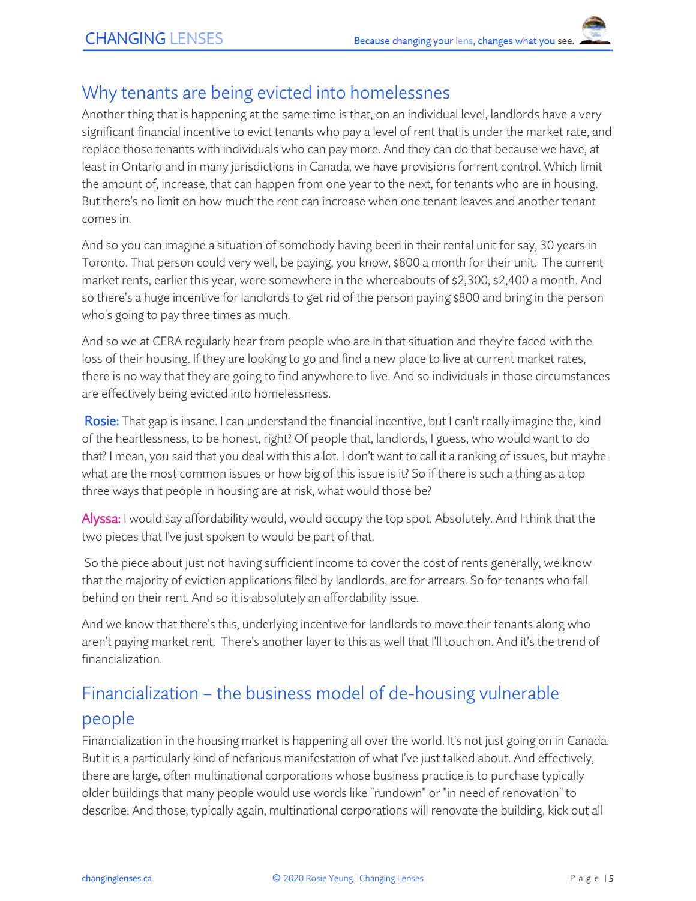## Why tenants are being evicted into homelessnes

Another thing that is happening at the same time is that, on an individual level, landlords have a very significant financial incentive to evict tenants who pay a level of rent that is under the market rate, and replace those tenants with individuals who can pay more. And they can do that because we have, at least in Ontario and in many jurisdictions in Canada, we have provisions for rent control. Which limit the amount of, increase, that can happen from one year to the next, for tenants who are in housing. But there's no limit on how much the rent can increase when one tenant leaves and another tenant comes in.

And so you can imagine a situation of somebody having been in their rental unit for say, 30 years in Toronto. That person could very well, be paying, you know, $800 a month for their unit. The current market rents, earlier this year, were somewhere in the whereabouts of $2,300, $2,400 a month. And so there's a huge incentive for landlords to get rid of the person paying $800 and bring in the person who's going to pay three times as much.

And so we at CERA regularly hear from people who are in that situation and they're faced with the loss of their housing. If they are looking to go and find a new place to live at current market rates, there is no way that they are going to find anywhere to live. And so individuals in those circumstances are effectively being evicted into homelessness.

**Rosie:** That gap is insane. I can understand the financial incentive, but I can't really imagine the, kind of the heartlessness, to be honest, right? Of people that, landlords, I guess, who would want to do that? I mean, you said that you deal with this a lot. I don't want to call it a ranking of issues, but maybe what are the most common issues or how big of this issue is it? So if there is such a thing as a top three ways that people in housing are at risk, what would those be?

**Alyssa:** I would say affordability would, would occupy the top spot. Absolutely. And I think that the two pieces that I've just spoken to would be part of that.

So the piece about just not having sufficient income to cover the cost of rents generally, we know that the majority of eviction applications filed by landlords, are for arrears. So for tenants who fall behind on their rent. And so it is absolutely an affordability issue.

And we know that there's this, underlying incentive for landlords to move their tenants along who aren't paying market rent. There's another layer to this as well that I'll touch on. And it's the trend of financialization.

## Financialization – the business model of de-housing vulnerable people

Financialization in the housing market is happening all over the world. It's not just going on in Canada. But it is a particularly kind of nefarious manifestation of what I've just talked about. And effectively, there are large, often multinational corporations whose business practice is to purchase typically older buildings that many people would use words like "rundown" or "in need of renovation" to describe. And those, typically again, multinational corporations will renovate the building, kick out all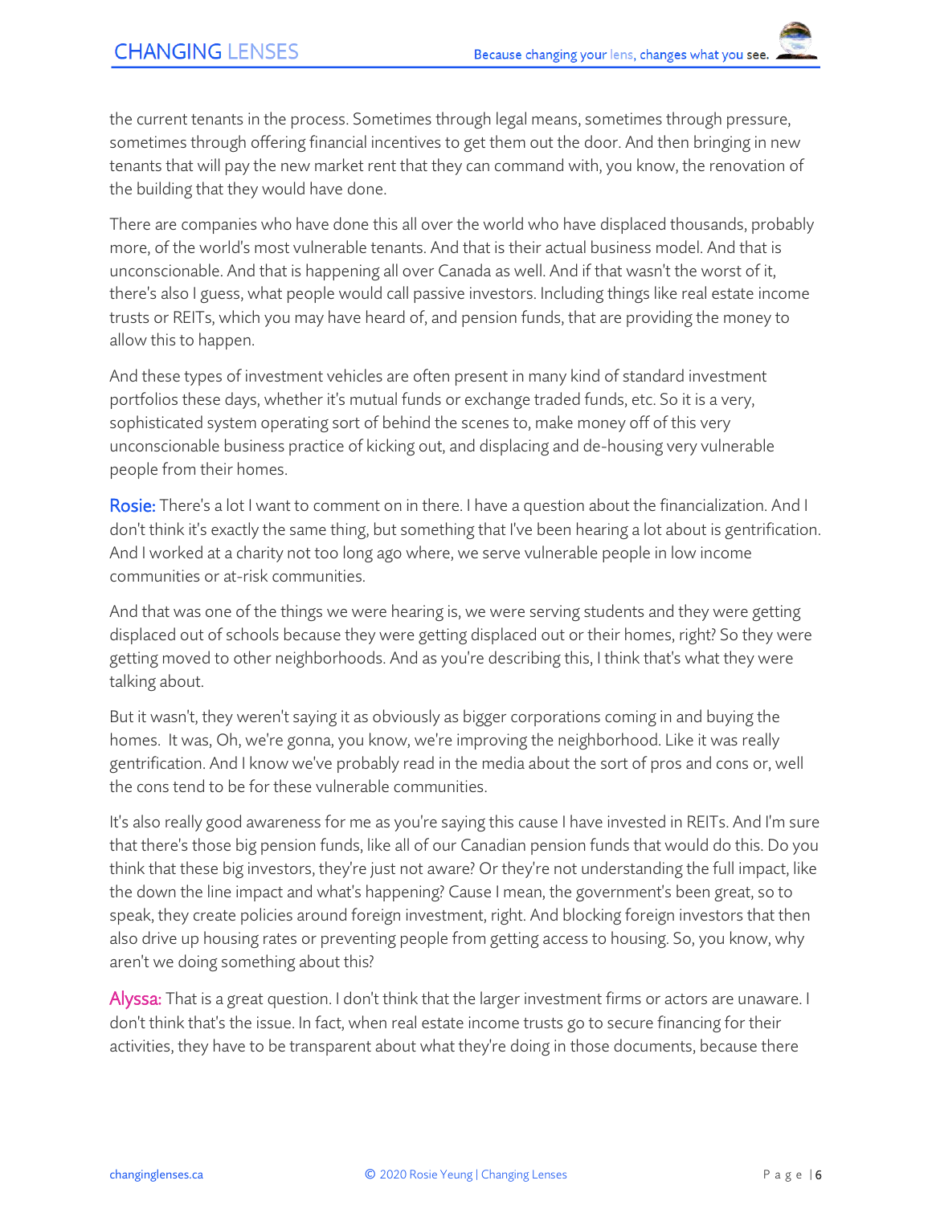the current tenants in the process. Sometimes through legal means, sometimes through pressure, sometimes through offering financial incentives to get them out the door. And then bringing in new tenants that will pay the new market rent that they can command with, you know, the renovation of the building that they would have done.

There are companies who have done this all over the world who have displaced thousands, probably more, of the world's most vulnerable tenants. And that is their actual business model. And that is unconscionable. And that is happening all over Canada as well. And if that wasn't the worst of it, there's also I guess, what people would call passive investors. Including things like real estate income trusts or REITs, which you may have heard of, and pension funds, that are providing the money to allow this to happen.

And these types of investment vehicles are often present in many kind of standard investment portfolios these days, whether it's mutual funds or exchange traded funds, etc. So it is a very, sophisticated system operating sort of behind the scenes to, make money off of this very unconscionable business practice of kicking out, and displacing and de-housing very vulnerable people from their homes.

**Rosie:** There's a lot I want to comment on in there. I have a question about the financialization. And I don't think it's exactly the same thing, but something that I've been hearing a lot about is gentrification. And I worked at a charity not too long ago where, we serve vulnerable people in low income communities or at-risk communities.

And that was one of the things we were hearing is, we were serving students and they were getting displaced out of schools because they were getting displaced out or their homes, right? So they were getting moved to other neighborhoods. And as you're describing this, I think that's what they were talking about.

But it wasn't, they weren't saying it as obviously as bigger corporations coming in and buying the homes. It was, Oh, we're gonna, you know, we're improving the neighborhood. Like it was really gentrification. And I know we've probably read in the media about the sort of pros and cons or, well the cons tend to be for these vulnerable communities.

It's also really good awareness for me as you're saying this cause I have invested in REITs. And I'm sure that there's those big pension funds, like all of our Canadian pension funds that would do this. Do you think that these big investors, they're just not aware? Or they're not understanding the full impact, like the down the line impact and what's happening? Cause I mean, the government's been great, so to speak, they create policies around foreign investment, right. And blocking foreign investors that then also drive up housing rates or preventing people from getting access to housing. So, you know, why aren't we doing something about this?

**Alyssa:** That is a great question. I don't think that the larger investment firms or actors are unaware. I don't think that's the issue. In fact, when real estate income trusts go to secure financing for their activities, they have to be transparent about what they're doing in those documents, because there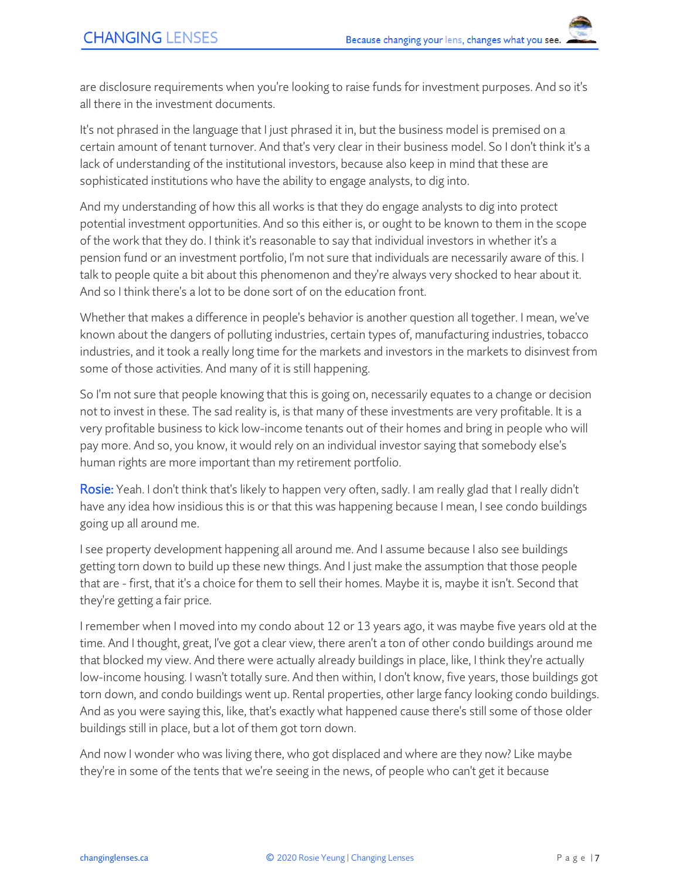are disclosure requirements when you're looking to raise funds for investment purposes. And so it's all there in the investment documents.

It's not phrased in the language that I just phrased it in, but the business model is premised on a certain amount of tenant turnover. And that's very clear in their business model. So I don't think it's a lack of understanding of the institutional investors, because also keep in mind that these are sophisticated institutions who have the ability to engage analysts, to dig into.

And my understanding of how this all works is that they do engage analysts to dig into protect potential investment opportunities. And so this either is, or ought to be known to them in the scope of the work that they do. I think it's reasonable to say that individual investors in whether it's a pension fund or an investment portfolio, I'm not sure that individuals are necessarily aware of this. I talk to people quite a bit about this phenomenon and they're always very shocked to hear about it. And so I think there's a lot to be done sort of on the education front.

Whether that makes a difference in people's behavior is another question all together. I mean, we've known about the dangers of polluting industries, certain types of, manufacturing industries, tobacco industries, and it took a really long time for the markets and investors in the markets to disinvest from some of those activities. And many of it is still happening.

So I'm not sure that people knowing that this is going on, necessarily equates to a change or decision not to invest in these. The sad reality is, is that many of these investments are very profitable. It is a very profitable business to kick low-income tenants out of their homes and bring in people who will pay more. And so, you know, it would rely on an individual investor saying that somebody else's human rights are more important than my retirement portfolio.

**Rosie:** Yeah. I don't think that's likely to happen very often, sadly. I am really glad that I really didn't have any idea how insidious this is or that this was happening because I mean, I see condo buildings going up all around me.

I see property development happening all around me. And I assume because I also see buildings getting torn down to build up these new things. And I just make the assumption that those people that are - first, that it's a choice for them to sell their homes. Maybe it is, maybe it isn't. Second that they're getting a fair price.

I remember when I moved into my condo about 12 or 13 years ago, it was maybe five years old at the time. And I thought, great, I've got a clear view, there aren't a ton of other condo buildings around me that blocked my view. And there were actually already buildings in place, like, I think they're actually low-income housing. I wasn't totally sure. And then within, I don't know, five years, those buildings got torn down, and condo buildings went up. Rental properties, other large fancy looking condo buildings. And as you were saying this, like, that's exactly what happened cause there's still some of those older buildings still in place, but a lot of them got torn down.

And now I wonder who was living there, who got displaced and where are they now? Like maybe they're in some of the tents that we're seeing in the news, of people who can't get it because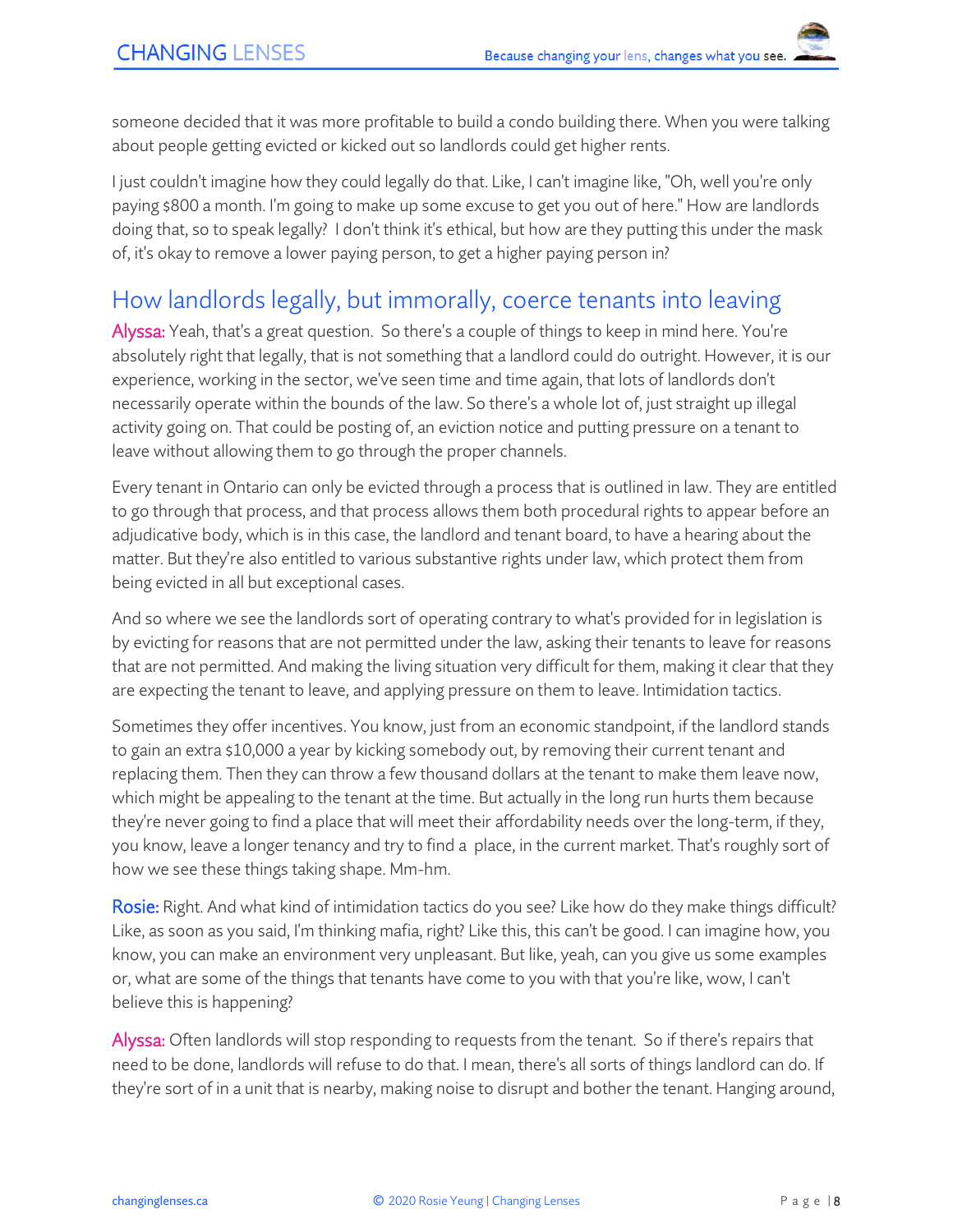someone decided that it was more profitable to build a condo building there. When you were talking about people getting evicted or kicked out so landlords could get higher rents.

I just couldn't imagine how they could legally do that. Like, I can't imagine like, "Oh, well you're only paying $800 a month. I'm going to make up some excuse to get you out of here." How are landlords doing that, so to speak legally? I don't think it's ethical, but how are they putting this under the mask of, it's okay to remove a lower paying person, to get a higher paying person in?

## How landlords legally, but immorally, coerce tenants into leaving

**Alyssa:** Yeah, that's a great question. So there's a couple of things to keep in mind here. You're absolutely right that legally, that is not something that a landlord could do outright. However, it is our experience, working in the sector, we've seen time and time again, that lots of landlords don't necessarily operate within the bounds of the law. So there's a whole lot of, just straight up illegal activity going on. That could be posting of, an eviction notice and putting pressure on a tenant to leave without allowing them to go through the proper channels.

Every tenant in Ontario can only be evicted through a process that is outlined in law. They are entitled to go through that process, and that process allows them both procedural rights to appear before an adjudicative body, which is in this case, the landlord and tenant board, to have a hearing about the matter. But they're also entitled to various substantive rights under law, which protect them from being evicted in all but exceptional cases.

And so where we see the landlords sort of operating contrary to what's provided for in legislation is by evicting for reasons that are not permitted under the law, asking their tenants to leave for reasons that are not permitted. And making the living situation very difficult for them, making it clear that they are expecting the tenant to leave, and applying pressure on them to leave. Intimidation tactics.

Sometimes they offer incentives. You know, just from an economic standpoint, if the landlord stands to gain an extra $10,000 a year by kicking somebody out, by removing their current tenant and replacing them. Then they can throw a few thousand dollars at the tenant to make them leave now, which might be appealing to the tenant at the time. But actually in the long run hurts them because they're never going to find a place that will meet their affordability needs over the long-term, if they, you know, leave a longer tenancy and try to find a place, in the current market. That's roughly sort of how we see these things taking shape. Mm-hm.

**Rosie:** Right. And what kind of intimidation tactics do you see? Like how do they make things difficult? Like, as soon as you said, I'm thinking mafia, right? Like this, this can't be good. I can imagine how, you know, you can make an environment very unpleasant. But like, yeah, can you give us some examples or, what are some of the things that tenants have come to you with that you're like, wow, I can't believe this is happening?

**Alyssa:** Often landlords will stop responding to requests from the tenant. So if there's repairs that need to be done, landlords will refuse to do that. I mean, there's all sorts of things landlord can do. If they're sort of in a unit that is nearby, making noise to disrupt and bother the tenant. Hanging around,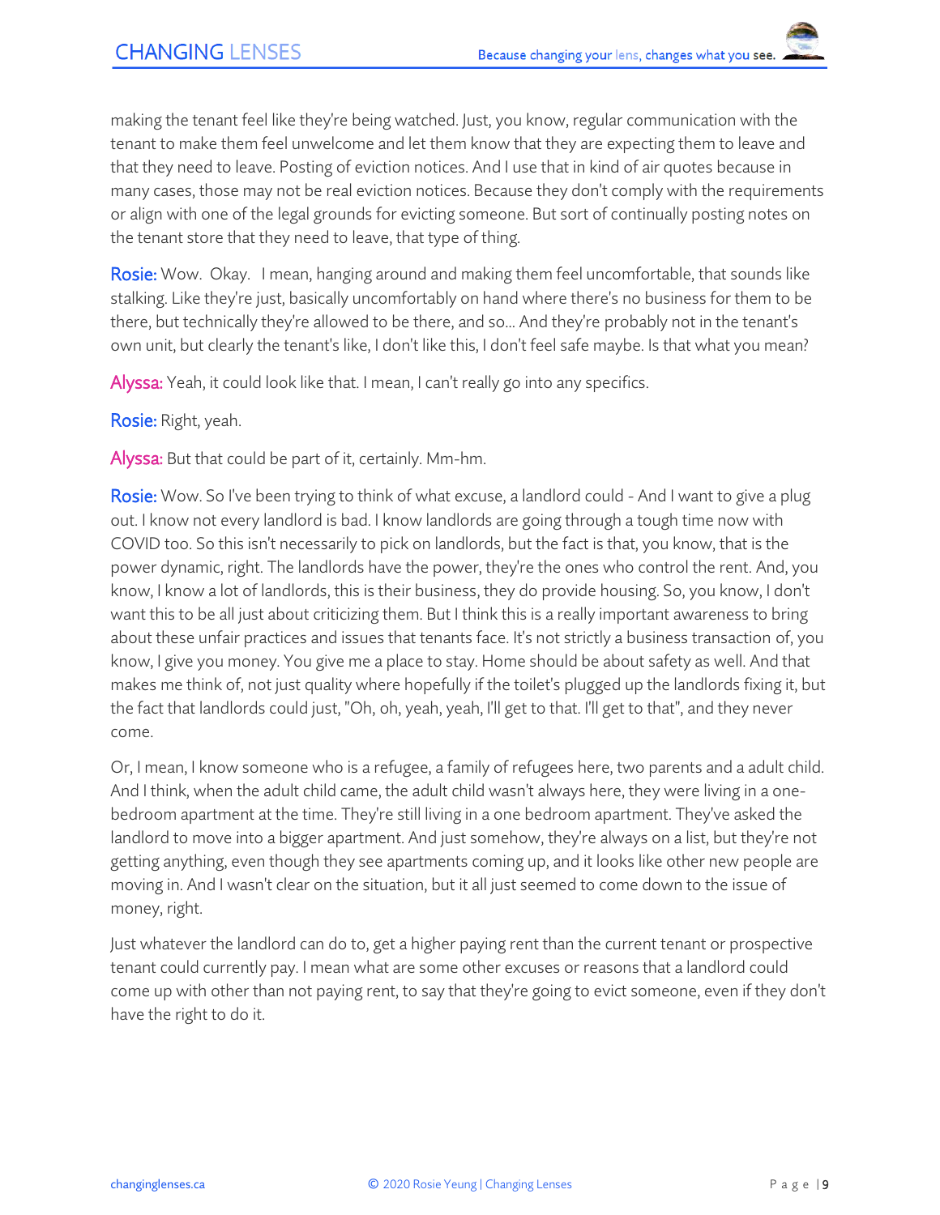making the tenant feel like they're being watched. Just, you know, regular communication with the tenant to make them feel unwelcome and let them know that they are expecting them to leave and that they need to leave. Posting of eviction notices. And I use that in kind of air quotes because in many cases, those may not be real eviction notices. Because they don't comply with the requirements or align with one of the legal grounds for evicting someone. But sort of continually posting notes on the tenant store that they need to leave, that type of thing.

**Rosie:** Wow. Okay. I mean, hanging around and making them feel uncomfortable, that sounds like stalking. Like they're just, basically uncomfortably on hand where there's no business for them to be there, but technically they're allowed to be there, and so... And they're probably not in the tenant's own unit, but clearly the tenant's like, I don't like this, I don't feel safe maybe. Is that what you mean?

**Alyssa:** Yeah, it could look like that. I mean, I can't really go into any specifics.

**Rosie:** Right, yeah.

**Alyssa:** But that could be part of it, certainly. Mm-hm.

**Rosie:** Wow. So I've been trying to think of what excuse, a landlord could - And I want to give a plug out. I know not every landlord is bad. I know landlords are going through a tough time now with COVID too. So this isn't necessarily to pick on landlords, but the fact is that, you know, that is the power dynamic, right. The landlords have the power, they're the ones who control the rent. And, you know, I know a lot of landlords, this is their business, they do provide housing. So, you know, I don't want this to be all just about criticizing them. But I think this is a really important awareness to bring about these unfair practices and issues that tenants face. It's not strictly a business transaction of, you know, I give you money. You give me a place to stay. Home should be about safety as well. And that makes me think of, not just quality where hopefully if the toilet's plugged up the landlords fixing it, but the fact that landlords could just, "Oh, oh, yeah, yeah, I'll get to that. I'll get to that", and they never come.

Or, I mean, I know someone who is a refugee, a family of refugees here, two parents and a adult child. And I think, when the adult child came, the adult child wasn't always here, they were living in a one-bedroom apartment at the time. They're still living in a one bedroom apartment. They've asked the landlord to move into a bigger apartment. And just somehow, they're always on a list, but they're not getting anything, even though they see apartments coming up, and it looks like other new people are moving in. And I wasn't clear on the situation, but it all just seemed to come down to the issue of money, right.

Just whatever the landlord can do to, get a higher paying rent than the current tenant or prospective tenant could currently pay. I mean what are some other excuses or reasons that a landlord could come up with other than not paying rent, to say that they're going to evict someone, even if they don't have the right to do it.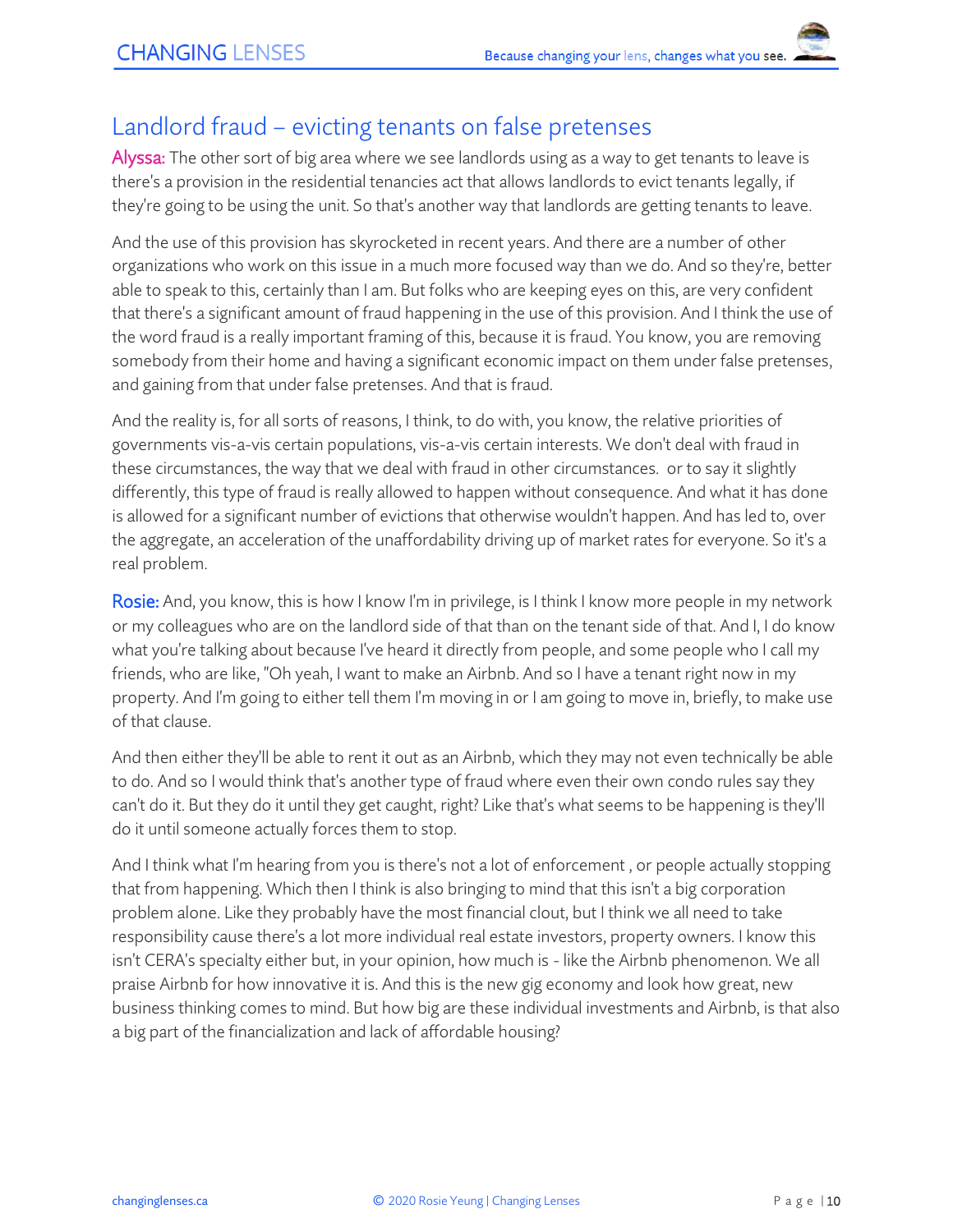## Landlord fraud – evicting tenants on false pretenses

**Alyssa:** The other sort of big area where we see landlords using as a way to get tenants to leave is there's a provision in the residential tenancies act that allows landlords to evict tenants legally, if they're going to be using the unit. So that's another way that landlords are getting tenants to leave.

And the use of this provision has skyrocketed in recent years. And there are a number of other organizations who work on this issue in a much more focused way than we do. And so they're, better able to speak to this, certainly than I am. But folks who are keeping eyes on this, are very confident that there's a significant amount of fraud happening in the use of this provision. And I think the use of the word fraud is a really important framing of this, because it is fraud. You know, you are removing somebody from their home and having a significant economic impact on them under false pretenses, and gaining from that under false pretenses. And that is fraud.

And the reality is, for all sorts of reasons, I think, to do with, you know, the relative priorities of governments vis-a-vis certain populations, vis-a-vis certain interests. We don't deal with fraud in these circumstances, the way that we deal with fraud in other circumstances. or to say it slightly differently, this type of fraud is really allowed to happen without consequence. And what it has done is allowed for a significant number of evictions that otherwise wouldn't happen. And has led to, over the aggregate, an acceleration of the unaffordability driving up of market rates for everyone. So it's a real problem.

**Rosie:** And, you know, this is how I know I'm in privilege, is I think I know more people in my network or my colleagues who are on the landlord side of that than on the tenant side of that. And I, I do know what you're talking about because I've heard it directly from people, and some people who I call my friends, who are like, "Oh yeah, I want to make an Airbnb. And so I have a tenant right now in my property. And I'm going to either tell them I'm moving in or I am going to move in, briefly, to make use of that clause.

And then either they'll be able to rent it out as an Airbnb, which they may not even technically be able to do. And so I would think that's another type of fraud where even their own condo rules say they can't do it. But they do it until they get caught, right? Like that's what seems to be happening is they'll do it until someone actually forces them to stop.

And I think what I'm hearing from you is there's not a lot of enforcement , or people actually stopping that from happening. Which then I think is also bringing to mind that this isn't a big corporation problem alone. Like they probably have the most financial clout, but I think we all need to take responsibility cause there's a lot more individual real estate investors, property owners. I know this isn't CERA's specialty either but, in your opinion, how much is - like the Airbnb phenomenon. We all praise Airbnb for how innovative it is. And this is the new gig economy and look how great, new business thinking comes to mind. But how big are these individual investments and Airbnb, is that also a big part of the financialization and lack of affordable housing?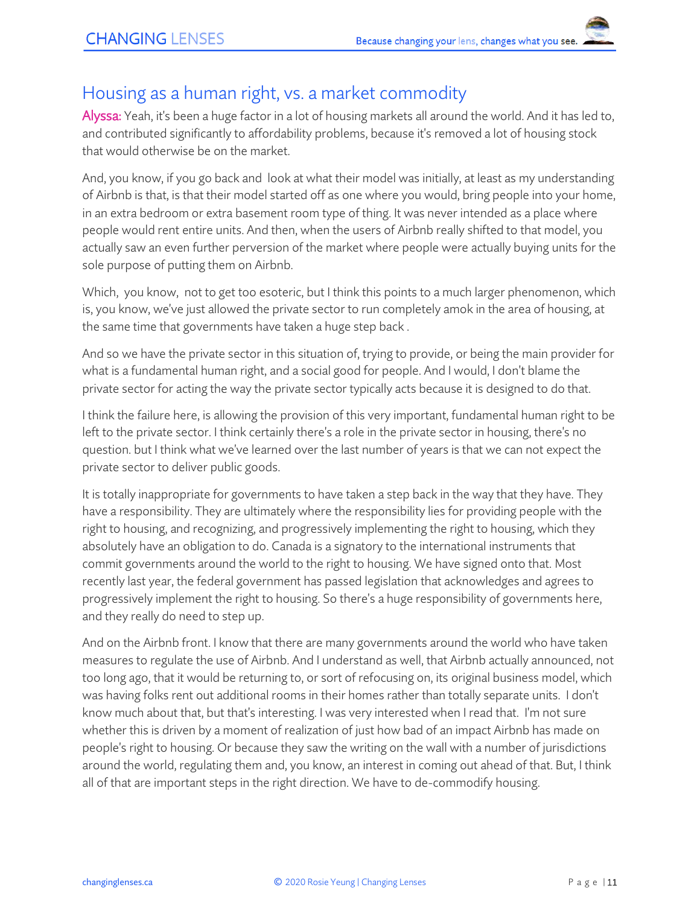## Housing as a human right, vs. a market commodity

**Alyssa:** Yeah, it's been a huge factor in a lot of housing markets all around the world. And it has led to, and contributed significantly to affordability problems, because it's removed a lot of housing stock that would otherwise be on the market.

And, you know, if you go back and look at what their model was initially, at least as my understanding of Airbnb is that, is that their model started off as one where you would, bring people into your home, in an extra bedroom or extra basement room type of thing. It was never intended as a place where people would rent entire units. And then, when the users of Airbnb really shifted to that model, you actually saw an even further perversion of the market where people were actually buying units for the sole purpose of putting them on Airbnb.

Which, you know, not to get too esoteric, but I think this points to a much larger phenomenon, which is, you know, we've just allowed the private sector to run completely amok in the area of housing, at the same time that governments have taken a huge step back .

And so we have the private sector in this situation of, trying to provide, or being the main provider for what is a fundamental human right, and a social good for people. And I would, I don't blame the private sector for acting the way the private sector typically acts because it is designed to do that.

I think the failure here, is allowing the provision of this very important, fundamental human right to be left to the private sector. I think certainly there's a role in the private sector in housing, there's no question. but I think what we've learned over the last number of years is that we can not expect the private sector to deliver public goods.

It is totally inappropriate for governments to have taken a step back in the way that they have. They have a responsibility. They are ultimately where the responsibility lies for providing people with the right to housing, and recognizing, and progressively implementing the right to housing, which they absolutely have an obligation to do. Canada is a signatory to the international instruments that commit governments around the world to the right to housing. We have signed onto that. Most recently last year, the federal government has passed legislation that acknowledges and agrees to progressively implement the right to housing. So there's a huge responsibility of governments here, and they really do need to step up.

And on the Airbnb front. I know that there are many governments around the world who have taken measures to regulate the use of Airbnb. And I understand as well, that Airbnb actually announced, not too long ago, that it would be returning to, or sort of refocusing on, its original business model, which was having folks rent out additional rooms in their homes rather than totally separate units. I don't know much about that, but that's interesting. I was very interested when I read that. I'm not sure whether this is driven by a moment of realization of just how bad of an impact Airbnb has made on people's right to housing. Or because they saw the writing on the wall with a number of jurisdictions around the world, regulating them and, you know, an interest in coming out ahead of that. But, I think all of that are important steps in the right direction. We have to de-commodify housing.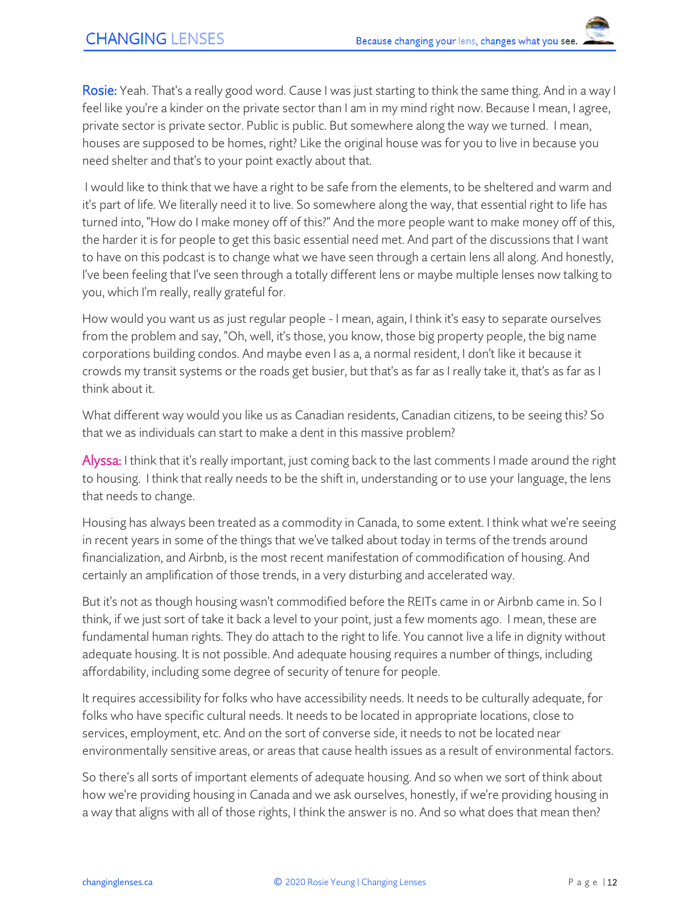**Rosie:** Yeah. That's a really good word. Cause I was just starting to think the same thing. And in a way I feel like you're a kinder on the private sector than I am in my mind right now. Because I mean, I agree, private sector is private sector. Public is public. But somewhere along the way we turned. I mean, houses are supposed to be homes, right? Like the original house was for you to live in because you need shelter and that's to your point exactly about that.

I would like to think that we have a right to be safe from the elements, to be sheltered and warm and it's part of life. We literally need it to live. So somewhere along the way, that essential right to life has turned into, "How do I make money off of this?" And the more people want to make money off of this, the harder it is for people to get this basic essential need met. And part of the discussions that I want to have on this podcast is to change what we have seen through a certain lens all along. And honestly, I've been feeling that I've seen through a totally different lens or maybe multiple lenses now talking to you, which I'm really, really grateful for.

How would you want us as just regular people - I mean, again, I think it's easy to separate ourselves from the problem and say, "Oh, well, it's those, you know, those big property people, the big name corporations building condos. And maybe even I as a, a normal resident, I don't like it because it crowds my transit systems or the roads get busier, but that's as far as I really take it, that's as far as I think about it.

What different way would you like us as Canadian residents, Canadian citizens, to be seeing this? So that we as individuals can start to make a dent in this massive problem?

**Alyssa:** I think that it's really important, just coming back to the last comments I made around the right to housing. I think that really needs to be the shift in, understanding or to use your language, the lens that needs to change.

Housing has always been treated as a commodity in Canada, to some extent. I think what we're seeing in recent years in some of the things that we've talked about today in terms of the trends around financialization, and Airbnb, is the most recent manifestation of commodification of housing. And certainly an amplification of those trends, in a very disturbing and accelerated way.

But it's not as though housing wasn't commodified before the REITs came in or Airbnb came in. So I think, if we just sort of take it back a level to your point, just a few moments ago. I mean, these are fundamental human rights. They do attach to the right to life. You cannot live a life in dignity without adequate housing. It is not possible. And adequate housing requires a number of things, including affordability, including some degree of security of tenure for people.

It requires accessibility for folks who have accessibility needs. It needs to be culturally adequate, for folks who have specific cultural needs. It needs to be located in appropriate locations, close to services, employment, etc. And on the sort of converse side, it needs to not be located near environmentally sensitive areas, or areas that cause health issues as a result of environmental factors.

So there's all sorts of important elements of adequate housing. And so when we sort of think about how we're providing housing in Canada and we ask ourselves, honestly, if we're providing housing in a way that aligns with all of those rights, I think the answer is no. And so what does that mean then?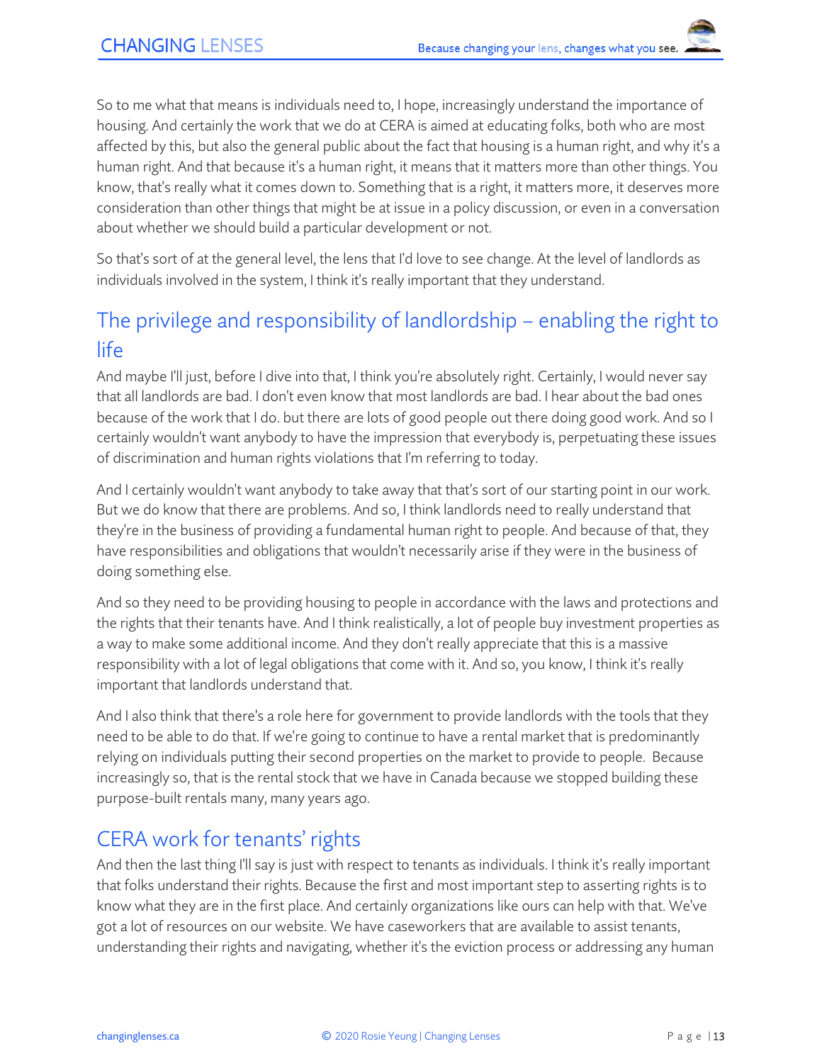So to me what that means is individuals need to, I hope, increasingly understand the importance of housing. And certainly the work that we do at CERA is aimed at educating folks, both who are most affected by this, but also the general public about the fact that housing is a human right, and why it's a human right. And that because it's a human right, it means that it matters more than other things. You know, that's really what it comes down to. Something that is a right, it matters more, it deserves more consideration than other things that might be at issue in a policy discussion, or even in a conversation about whether we should build a particular development or not.

So that's sort of at the general level, the lens that I'd love to see change. At the level of landlords as individuals involved in the system, I think it's really important that they understand.

## The privilege and responsibility of landlordship – enabling the right to life

And maybe I'll just, before I dive into that, I think you're absolutely right. Certainly, I would never say that all landlords are bad. I don't even know that most landlords are bad. I hear about the bad ones because of the work that I do. but there are lots of good people out there doing good work. And so I certainly wouldn't want anybody to have the impression that everybody is, perpetuating these issues of discrimination and human rights violations that I'm referring to today.

And I certainly wouldn't want anybody to take away that that's sort of our starting point in our work. But we do know that there are problems. And so, I think landlords need to really understand that they're in the business of providing a fundamental human right to people. And because of that, they have responsibilities and obligations that wouldn't necessarily arise if they were in the business of doing something else.

And so they need to be providing housing to people in accordance with the laws and protections and the rights that their tenants have. And I think realistically, a lot of people buy investment properties as a way to make some additional income. And they don't really appreciate that this is a massive responsibility with a lot of legal obligations that come with it. And so, you know, I think it's really important that landlords understand that.

And I also think that there's a role here for government to provide landlords with the tools that they need to be able to do that. If we're going to continue to have a rental market that is predominantly relying on individuals putting their second properties on the market to provide to people. Because increasingly so, that is the rental stock that we have in Canada because we stopped building these purpose-built rentals many, many years ago.

## CERA work for tenants' rights

And then the last thing I'll say is just with respect to tenants as individuals. I think it's really important that folks understand their rights. Because the first and most important step to asserting rights is to know what they are in the first place. And certainly organizations like ours can help with that. We've got a lot of resources on our website. We have caseworkers that are available to assist tenants, understanding their rights and navigating, whether it's the eviction process or addressing any human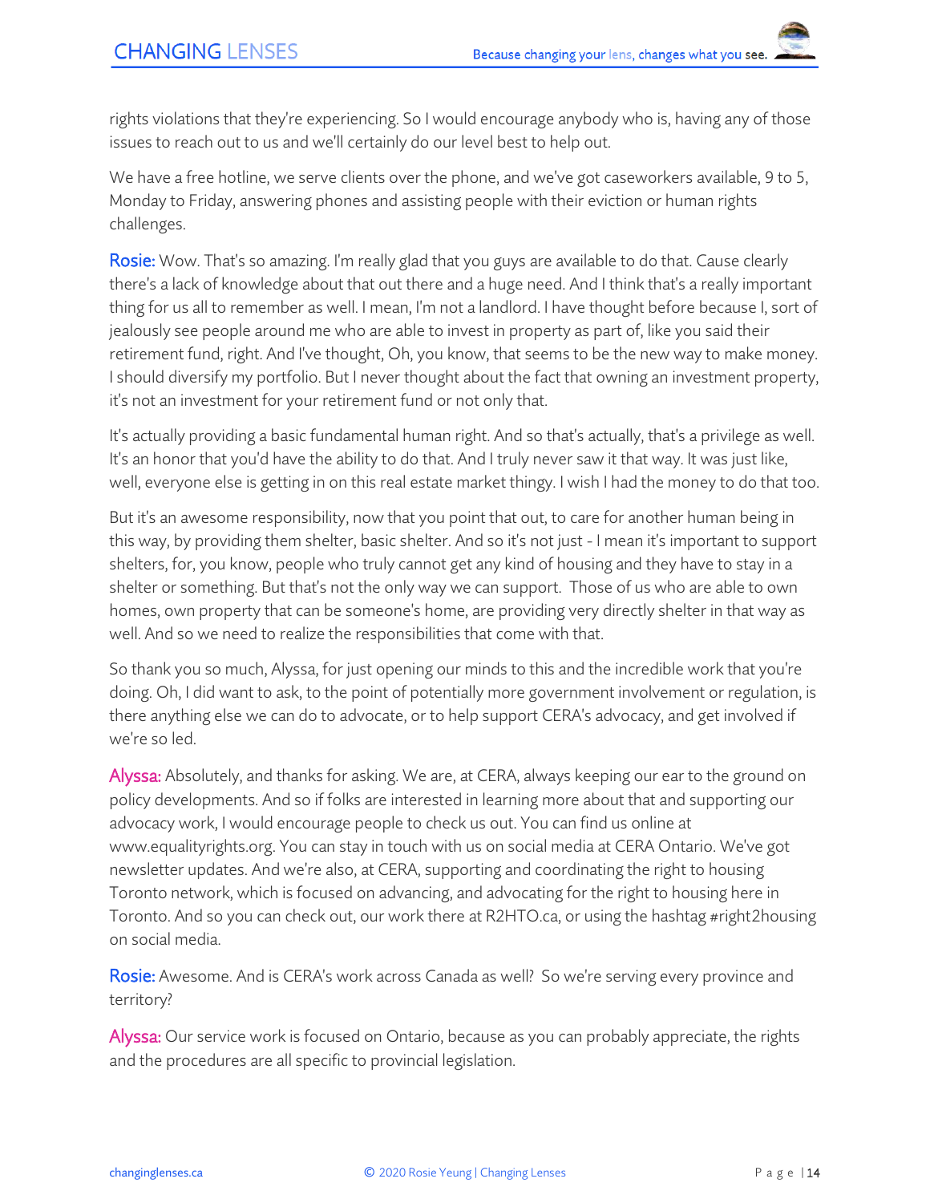rights violations that they're experiencing. So I would encourage anybody who is, having any of those issues to reach out to us and we'll certainly do our level best to help out.

We have a free hotline, we serve clients over the phone, and we've got caseworkers available, 9 to 5, Monday to Friday, answering phones and assisting people with their eviction or human rights challenges.

**Rosie:** Wow. That's so amazing. I'm really glad that you guys are available to do that. Cause clearly there's a lack of knowledge about that out there and a huge need. And I think that's a really important thing for us all to remember as well. I mean, I'm not a landlord. I have thought before because I, sort of jealously see people around me who are able to invest in property as part of, like you said their retirement fund, right. And I've thought, Oh, you know, that seems to be the new way to make money. I should diversify my portfolio. But I never thought about the fact that owning an investment property, it's not an investment for your retirement fund or not only that.

It's actually providing a basic fundamental human right. And so that's actually, that's a privilege as well. It's an honor that you'd have the ability to do that. And I truly never saw it that way. It was just like, well, everyone else is getting in on this real estate market thingy. I wish I had the money to do that too.

But it's an awesome responsibility, now that you point that out, to care for another human being in this way, by providing them shelter, basic shelter. And so it's not just - I mean it's important to support shelters, for, you know, people who truly cannot get any kind of housing and they have to stay in a shelter or something. But that's not the only way we can support. Those of us who are able to own homes, own property that can be someone's home, are providing very directly shelter in that way as well. And so we need to realize the responsibilities that come with that.

So thank you so much, Alyssa, for just opening our minds to this and the incredible work that you're doing. Oh, I did want to ask, to the point of potentially more government involvement or regulation, is there anything else we can do to advocate, or to help support CERA's advocacy, and get involved if we're so led.

**Alyssa:** Absolutely, and thanks for asking. We are, at CERA, always keeping our ear to the ground on policy developments. And so if folks are interested in learning more about that and supporting our advocacy work, I would encourage people to check us out. You can find us online at www.equalityrights.org. You can stay in touch with us on social media at CERA Ontario. We've got newsletter updates. And we're also, at CERA, supporting and coordinating the right to housing Toronto network, which is focused on advancing, and advocating for the right to housing here in Toronto. And so you can check out, our work there at R2HTO.ca, or using the hashtag #right2housing on social media.

**Rosie:** Awesome. And is CERA's work across Canada as well? So we're serving every province and territory?

**Alyssa:** Our service work is focused on Ontario, because as you can probably appreciate, the rights and the procedures are all specific to provincial legislation.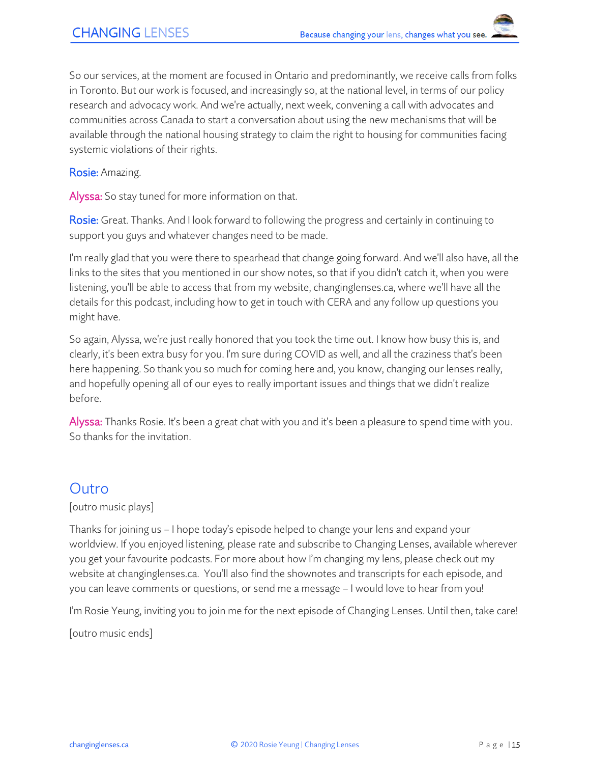So our services, at the moment are focused in Ontario and predominantly, we receive calls from folks in Toronto. But our work is focused, and increasingly so, at the national level, in terms of our policy research and advocacy work. And we're actually, next week, convening a call with advocates and communities across Canada to start a conversation about using the new mechanisms that will be available through the national housing strategy to claim the right to housing for communities facing systemic violations of their rights.

Rosie: Amazing.

Alyssa: So stay tuned for more information on that.

Rosie: Great. Thanks. And I look forward to following the progress and certainly in continuing to support you guys and whatever changes need to be made.

I'm really glad that you were there to spearhead that change going forward. And we'll also have, all the links to the sites that you mentioned in our show notes, so that if you didn't catch it, when you were listening, you'll be able to access that from my website, changinglenses.ca, where we'll have all the details for this podcast, including how to get in touch with CERA and any follow up questions you might have.

So again, Alyssa, we're just really honored that you took the time out. I know how busy this is, and clearly, it's been extra busy for you. I'm sure during COVID as well, and all the craziness that's been here happening. So thank you so much for coming here and, you know, changing our lenses really, and hopefully opening all of our eyes to really important issues and things that we didn't realize before.

Alyssa: Thanks Rosie. It's been a great chat with you and it's been a pleasure to spend time with you. So thanks for the invitation.

## Outro

[outro music plays]

Thanks for joining us – I hope today's episode helped to change your lens and expand your worldview. If you enjoyed listening, please rate and subscribe to Changing Lenses, available wherever you get your favourite podcasts. For more about how I'm changing my lens, please check out my website at changinglenses.ca. You'll also find the shownotes and transcripts for each episode, and you can leave comments or questions, or send me a message – I would love to hear from you!

I'm Rosie Yeung, inviting you to join me for the next episode of Changing Lenses. Until then, take care!

[outro music ends]